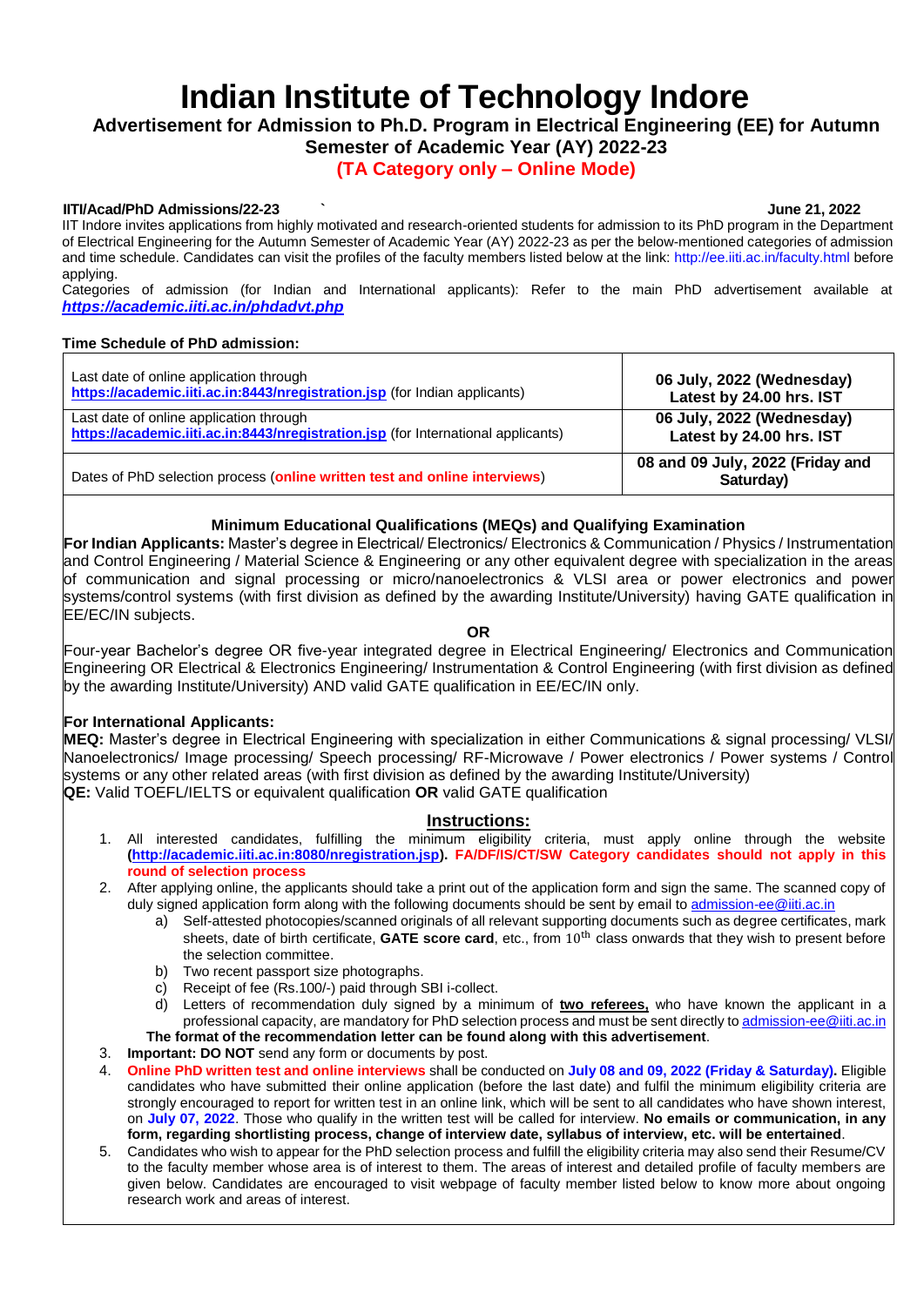# Indian Institute of Technology Indore

## Advertisement for Admission to Ph.D. Program in Electrical Engineering (EE) for Autumn Semester of Academic Year (AY) 2022-23

## (TA Category only – Online Mode)

**IITI/Acad/PhD Admissions/22-23** **June 21, 2022**

IIT Indore invites applications from highly motivated and research-oriented students for admission to its PhD program in the Department of Electrical Engineering for the Autumn Semester of Academic Year (AY) 2022-23 as per the below-mentioned categories of admission and time schedule. Candidates can visit the profiles of the faculty members listed below at the link: http://ee.iiti.ac.in/faculty.html before applying.

Categories of admission (for Indian and International applicants): Refer to the main PhD advertisement available at ***https://academic.iiti.ac.in/phdadvt.php***

**Time Schedule of PhD admission:**

| | |
|---|---|
| Last date of online application through **https://academic.iiti.ac.in:8443/nregistration.jsp** (for Indian applicants) | **06 July, 2022 (Wednesday) Latest by 24.00 hrs. IST** |
| Last date of online application through **https://academic.iiti.ac.in:8443/nregistration.jsp** (for International applicants) | **06 July, 2022 (Wednesday) Latest by 24.00 hrs. IST** |
| Dates of PhD selection process (**online written test and online interviews**) | **08 and 09 July, 2022 (Friday and Saturday)** |

### Minimum Educational Qualifications (MEQs) and Qualifying Examination

**For Indian Applicants:** Master's degree in Electrical/ Electronics/ Electronics & Communication / Physics / Instrumentation and Control Engineering / Material Science & Engineering or any other equivalent degree with specialization in the areas of communication and signal processing or micro/nanoelectronics & VLSI area or power electronics and power systems/control systems (with first division as defined by the awarding Institute/University) having GATE qualification in EE/EC/IN subjects.

**OR**

Four-year Bachelor's degree OR five-year integrated degree in Electrical Engineering/ Electronics and Communication Engineering OR Electrical & Electronics Engineering/ Instrumentation & Control Engineering (with first division as defined by the awarding Institute/University) AND valid GATE qualification in EE/EC/IN only.

**For International Applicants:**

**MEQ:** Master's degree in Electrical Engineering with specialization in either Communications & signal processing/ VLSI/ Nanoelectronics/ Image processing/ Speech processing/ RF-Microwave / Power electronics / Power systems / Control systems or any other related areas (with first division as defined by the awarding Institute/University)

**QE:** Valid TOEFL/IELTS or equivalent qualification **OR** valid GATE qualification

### Instructions:

1. All interested candidates, fulfilling the minimum eligibility criteria, must apply online through the website **(http://academic.iiti.ac.in:8080/nregistration.jsp). FA/DF/IS/CT/SW Category candidates should not apply in this round of selection process**
2. After applying online, the applicants should take a print out of the application form and sign the same. The scanned copy of duly signed application form along with the following documents should be sent by email to admission-ee@iiti.ac.in
   a) Self-attested photocopies/scanned originals of all relevant supporting documents such as degree certificates, mark sheets, date of birth certificate, **GATE score card**, etc., from 10th class onwards that they wish to present before the selection committee.
   b) Two recent passport size photographs.
   c) Receipt of fee (Rs.100/-) paid through SBI i-collect.
   d) Letters of recommendation duly signed by a minimum of **two referees,** who have known the applicant in a professional capacity, are mandatory for PhD selection process and must be sent directly to admission-ee@iiti.ac.in
   
   **The format of the recommendation letter can be found along with this advertisement**.
3. **Important: DO NOT** send any form or documents by post.
4. **Online PhD written test and online interviews** shall be conducted on **July 08 and 09, 2022 (Friday & Saturday).** Eligible candidates who have submitted their online application (before the last date) and fulfil the minimum eligibility criteria are strongly encouraged to report for written test in an online link, which will be sent to all candidates who have shown interest, on **July 07, 2022**. Those who qualify in the written test will be called for interview. **No emails or communication, in any form, regarding shortlisting process, change of interview date, syllabus of interview, etc. will be entertained**.
5. Candidates who wish to appear for the PhD selection process and fulfill the eligibility criteria may also send their Resume/CV to the faculty member whose area is of interest to them. The areas of interest and detailed profile of faculty members are given below. Candidates are encouraged to visit webpage of faculty member listed below to know more about ongoing research work and areas of interest.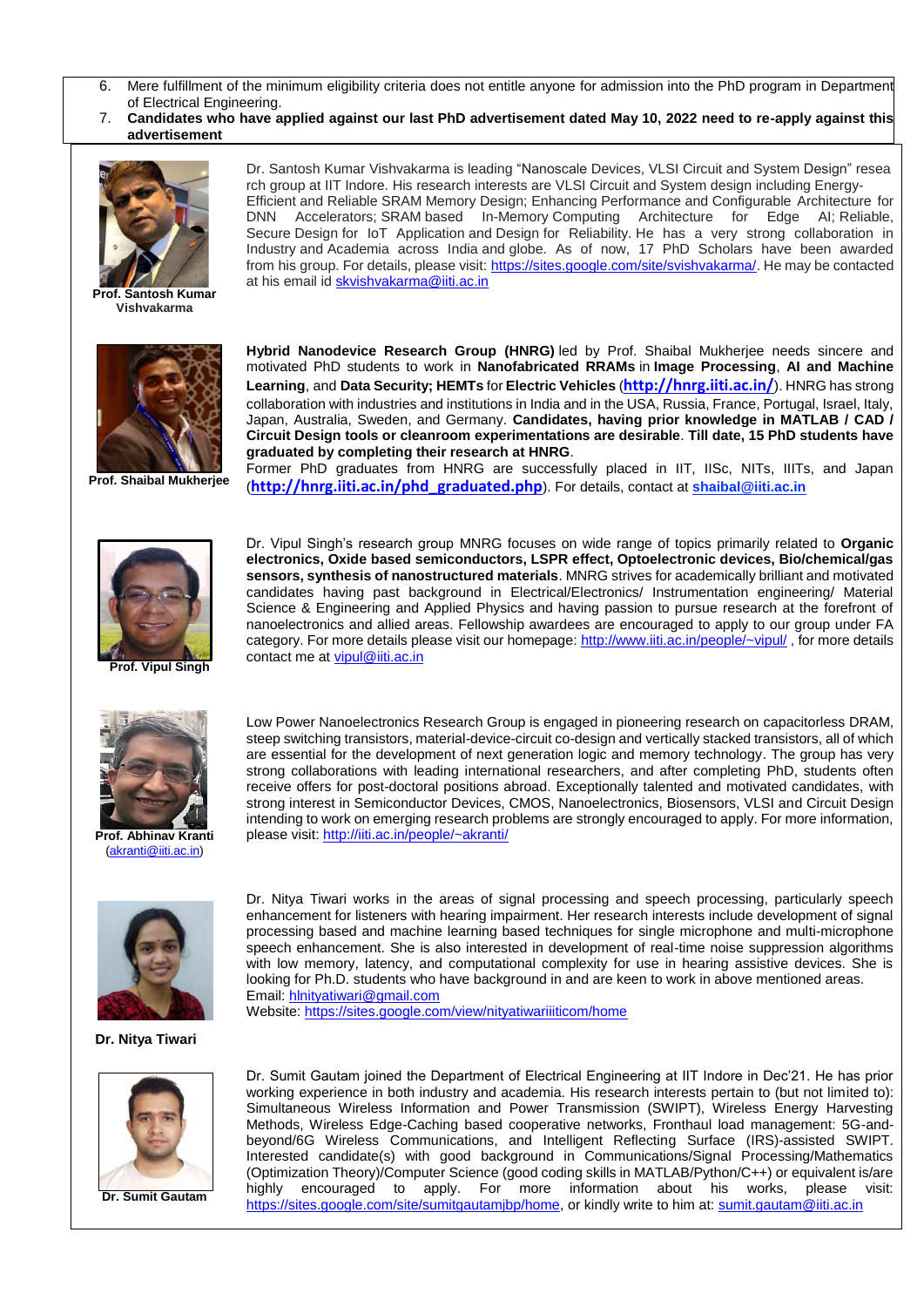6. Mere fulfillment of the minimum eligibility criteria does not entitle anyone for admission into the PhD program in Department of Electrical Engineering.
7. **Candidates who have applied against our last PhD advertisement dated May 10, 2022 need to re-apply against this advertisement**

**Prof. Santosh Kumar Vishvakarma**

Dr. Santosh Kumar Vishvakarma is leading "Nanoscale Devices, VLSI Circuit and System Design" research group at IIT Indore. His research interests are VLSI Circuit and System design including Energy-Efficient and Reliable SRAM Memory Design; Enhancing Performance and Configurable Architecture for DNN Accelerators; SRAM based In-Memory Computing Architecture for Edge AI; Reliable, Secure Design for IoT Application and Design for Reliability. He has a very strong collaboration in Industry and Academia across India and globe. As of now, 17 PhD Scholars have been awarded from his group. For details, please visit: https://sites.google.com/site/svishvakarma/. He may be contacted at his email id skvishvakarma@iiti.ac.in

**Prof. Shaibal Mukherjee**

**Hybrid Nanodevice Research Group (HNRG)** led by Prof. Shaibal Mukherjee needs sincere and motivated PhD students to work in **Nanofabricated RRAMs** in **Image Processing**, **AI and Machine Learning**, and **Data Security; HEMTs** for **Electric Vehicles** (**http://hnrg.iiti.ac.in/**). HNRG has strong collaboration with industries and institutions in India and in the USA, Russia, France, Portugal, Israel, Italy, Japan, Australia, Sweden, and Germany. **Candidates, having prior knowledge in MATLAB / CAD / Circuit Design tools or cleanroom experimentations are desirable**. **Till date, 15 PhD students have graduated by completing their research at HNRG**.

Former PhD graduates from HNRG are successfully placed in IIT, IISc, NITs, IIITs, and Japan (**http://hnrg.iiti.ac.in/phd_graduated.php**). For details, contact at **shaibal@iiti.ac.in**

**Prof. Vipul Singh**

Dr. Vipul Singh's research group MNRG focuses on wide range of topics primarily related to **Organic electronics, Oxide based semiconductors, LSPR effect, Optoelectronic devices, Bio/chemical/gas sensors, synthesis of nanostructured materials**. MNRG strives for academically brilliant and motivated candidates having past background in Electrical/Electronics/ Instrumentation engineering/ Material Science & Engineering and Applied Physics and having passion to pursue research at the forefront of nanoelectronics and allied areas. Fellowship awardees are encouraged to apply to our group under FA category. For more details please visit our homepage: http://www.iiti.ac.in/people/~vipul/ , for more details contact me at vipul@iiti.ac.in

**Prof. Abhinav Kranti** (akranti@iiti.ac.in)

Low Power Nanoelectronics Research Group is engaged in pioneering research on capacitorless DRAM, steep switching transistors, material-device-circuit co-design and vertically stacked transistors, all of which are essential for the development of next generation logic and memory technology. The group has very strong collaborations with leading international researchers, and after completing PhD, students often receive offers for post-doctoral positions abroad. Exceptionally talented and motivated candidates, with strong interest in Semiconductor Devices, CMOS, Nanoelectronics, Biosensors, VLSI and Circuit Design intending to work on emerging research problems are strongly encouraged to apply. For more information, please visit: http://iiti.ac.in/people/~akranti/

**Dr. Nitya Tiwari**

Dr. Nitya Tiwari works in the areas of signal processing and speech processing, particularly speech enhancement for listeners with hearing impairment. Her research interests include development of signal processing based and machine learning based techniques for single microphone and multi-microphone speech enhancement. She is also interested in development of real-time noise suppression algorithms with low memory, latency, and computational complexity for use in hearing assistive devices. She is looking for Ph.D. students who have background in and are keen to work in above mentioned areas.
Email: hlnityatiwari@gmail.com
Website: https://sites.google.com/view/nityatiwariiiticom/home

**Dr. Sumit Gautam**

Dr. Sumit Gautam joined the Department of Electrical Engineering at IIT Indore in Dec'21. He has prior working experience in both industry and academia. His research interests pertain to (but not limited to): Simultaneous Wireless Information and Power Transmission (SWIPT), Wireless Energy Harvesting Methods, Wireless Edge-Caching based cooperative networks, Fronthaul load management: 5G-and-beyond/6G Wireless Communications, and Intelligent Reflecting Surface (IRS)-assisted SWIPT. Interested candidate(s) with good background in Communications/Signal Processing/Mathematics (Optimization Theory)/Computer Science (good coding skills in MATLAB/Python/C++) or equivalent is/are highly encouraged to apply. For more information about his works, please visit: https://sites.google.com/site/sumitgautamjbp/home, or kindly write to him at: sumit.gautam@iiti.ac.in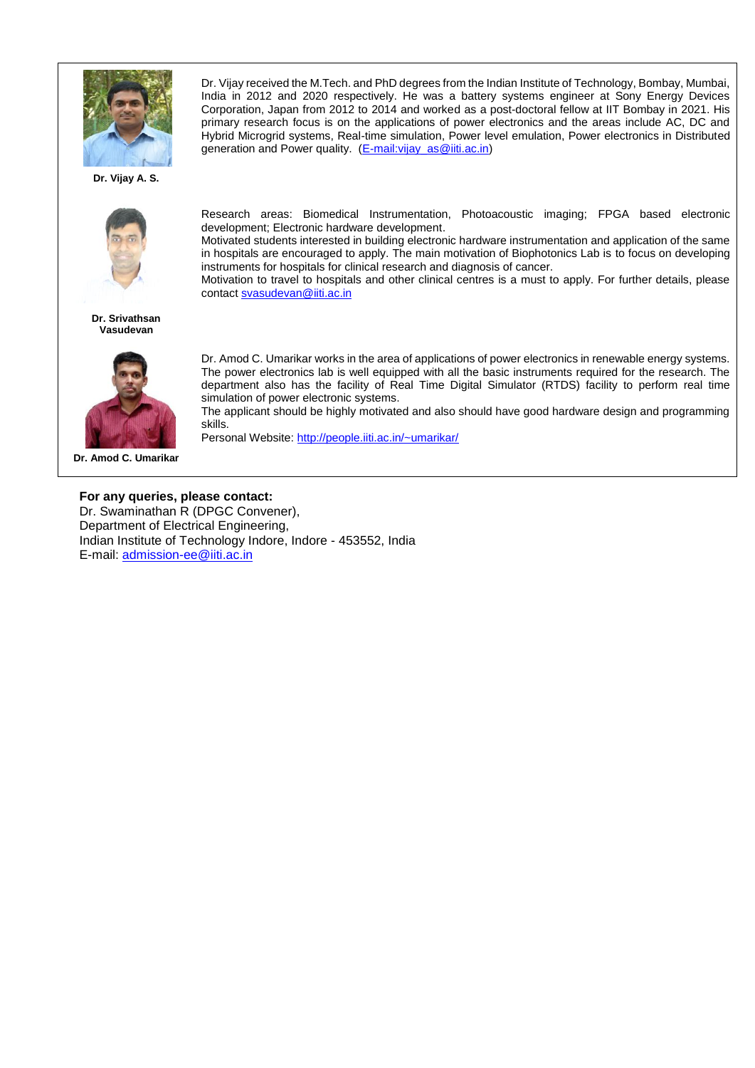**Dr. Vijay A. S.**

Dr. Vijay received the M.Tech. and PhD degrees from the Indian Institute of Technology, Bombay, Mumbai, India in 2012 and 2020 respectively. He was a battery systems engineer at Sony Energy Devices Corporation, Japan from 2012 to 2014 and worked as a post-doctoral fellow at IIT Bombay in 2021. His primary research focus is on the applications of power electronics and the areas include AC, DC and Hybrid Microgrid systems, Real-time simulation, Power level emulation, Power electronics in Distributed generation and Power quality. (E-mail:vijay_as@iiti.ac.in)

**Dr. Srivathsan Vasudevan**

Research areas: Biomedical Instrumentation, Photoacoustic imaging; FPGA based electronic development; Electronic hardware development.
Motivated students interested in building electronic hardware instrumentation and application of the same in hospitals are encouraged to apply. The main motivation of Biophotonics Lab is to focus on developing instruments for hospitals for clinical research and diagnosis of cancer.
Motivation to travel to hospitals and other clinical centres is a must to apply. For further details, please contact svasudevan@iiti.ac.in

**Dr. Amod C. Umarikar**

Dr. Amod C. Umarikar works in the area of applications of power electronics in renewable energy systems. The power electronics lab is well equipped with all the basic instruments required for the research. The department also has the facility of Real Time Digital Simulator (RTDS) facility to perform real time simulation of power electronic systems.
The applicant should be highly motivated and also should have good hardware design and programming skills.
Personal Website: http://people.iiti.ac.in/~umarikar/

**For any queries, please contact:**
Dr. Swaminathan R (DPGC Convener),
Department of Electrical Engineering,
Indian Institute of Technology Indore, Indore - 453552, India
E-mail: admission-ee@iiti.ac.in